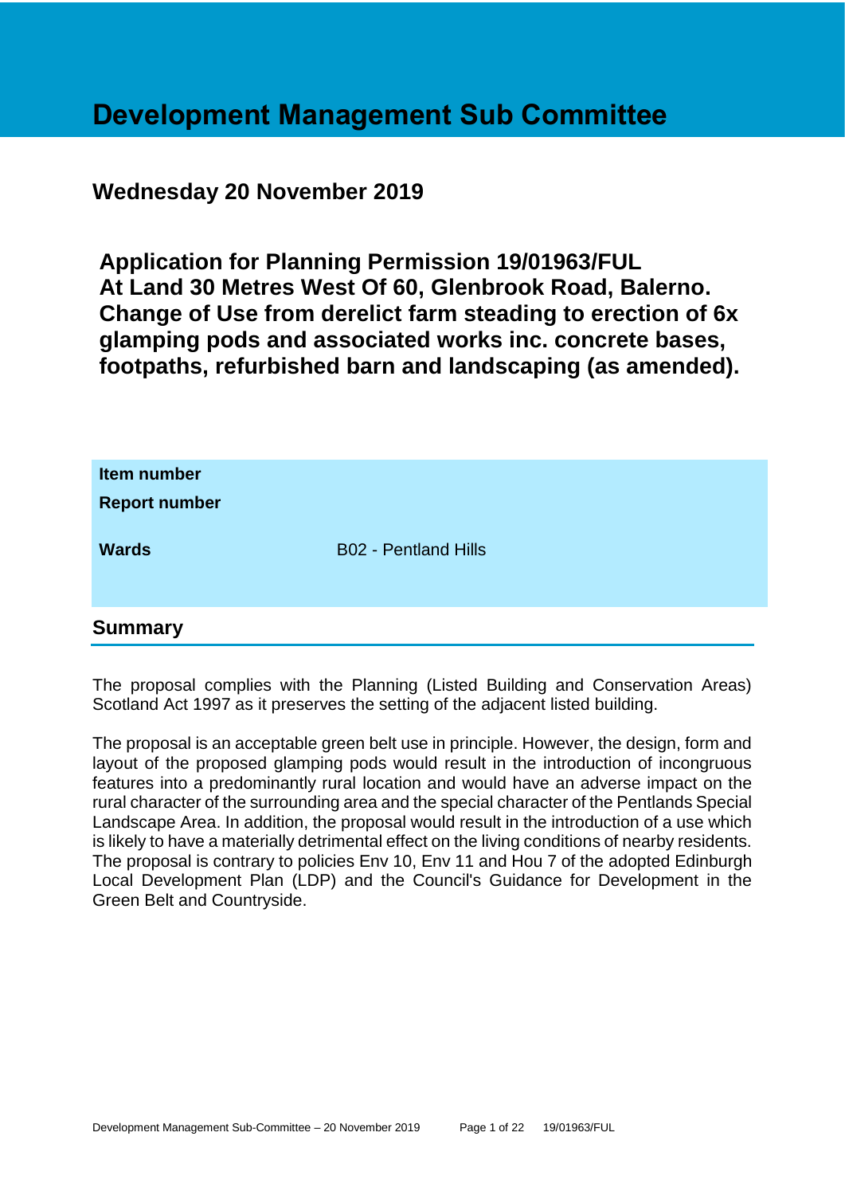# Development Management Sub Committee

## Wednesday 20 November 2019

**Application for Planning Permission 19/01963/FUL At Land 30 Metres West Of 60, Glenbrook Road, Balerno. Change of Use from derelict farm steading to erection of 6x glamping pods and associated works inc. concrete bases, footpaths, refurbished barn and landscaping (as amended).**

| | |
|---|---|
| **Item number** | |
| **Report number** | |
| **Wards** | B02 - Pentland Hills |

## Summary

The proposal complies with the Planning (Listed Building and Conservation Areas) Scotland Act 1997 as it preserves the setting of the adjacent listed building.

The proposal is an acceptable green belt use in principle. However, the design, form and layout of the proposed glamping pods would result in the introduction of incongruous features into a predominantly rural location and would have an adverse impact on the rural character of the surrounding area and the special character of the Pentlands Special Landscape Area. In addition, the proposal would result in the introduction of a use which is likely to have a materially detrimental effect on the living conditions of nearby residents. The proposal is contrary to policies Env 10, Env 11 and Hou 7 of the adopted Edinburgh Local Development Plan (LDP) and the Council's Guidance for Development in the Green Belt and Countryside.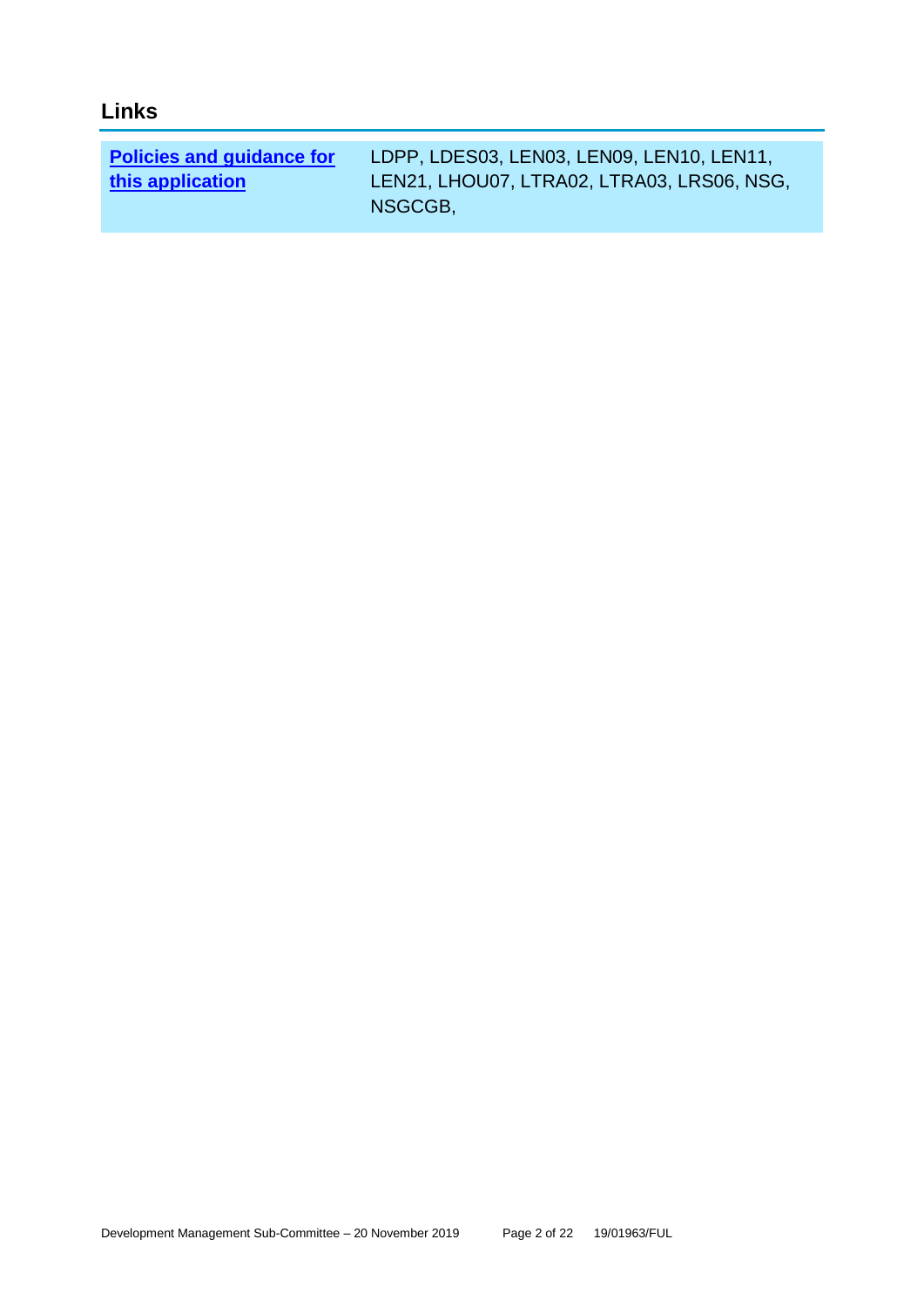## Links

| Policies and guidance for this application | LDPP, LDES03, LEN03, LEN09, LEN10, LEN11, LEN21, LHOU07, LTRA02, LTRA03, LRS06, NSG, NSGCGB, |
|---|---|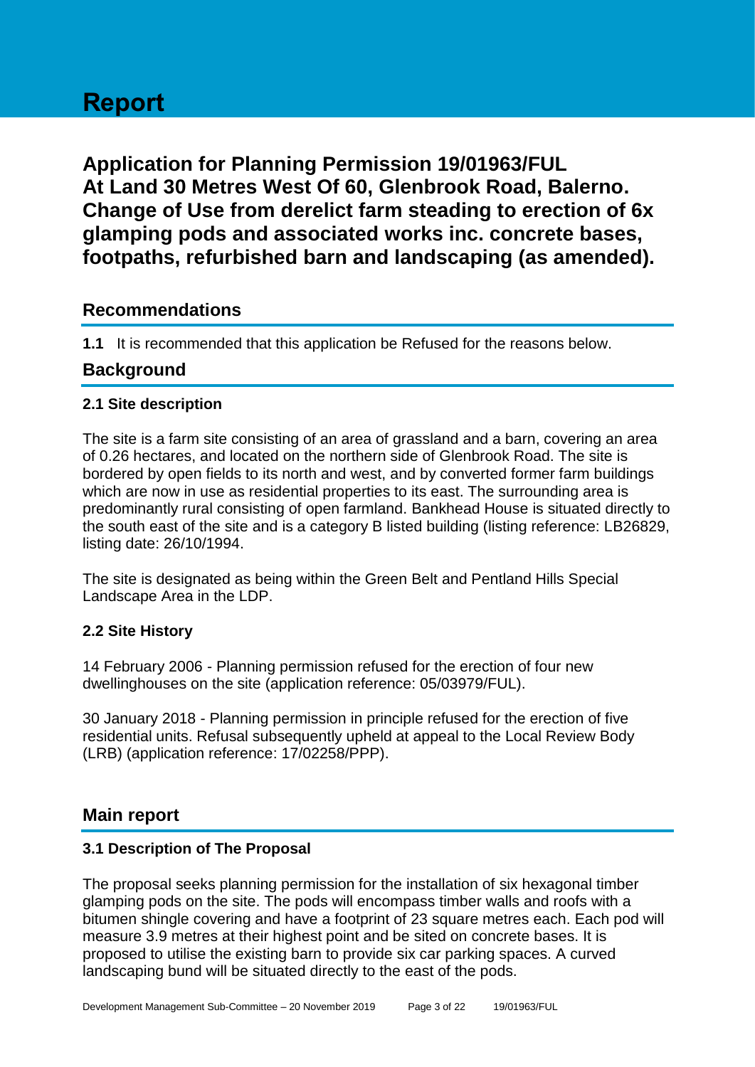# Report

## Application for Planning Permission 19/01963/FUL At Land 30 Metres West Of 60, Glenbrook Road, Balerno. Change of Use from derelict farm steading to erection of 6x glamping pods and associated works inc. concrete bases, footpaths, refurbished barn and landscaping (as amended).

## Recommendations

**1.1** It is recommended that this application be Refused for the reasons below.

## Background

### 2.1 Site description

The site is a farm site consisting of an area of grassland and a barn, covering an area of 0.26 hectares, and located on the northern side of Glenbrook Road. The site is bordered by open fields to its north and west, and by converted former farm buildings which are now in use as residential properties to its east. The surrounding area is predominantly rural consisting of open farmland. Bankhead House is situated directly to the south east of the site and is a category B listed building (listing reference: LB26829, listing date: 26/10/1994.

The site is designated as being within the Green Belt and Pentland Hills Special Landscape Area in the LDP.

### 2.2 Site History

14 February 2006 - Planning permission refused for the erection of four new dwellinghouses on the site (application reference: 05/03979/FUL).

30 January 2018 - Planning permission in principle refused for the erection of five residential units. Refusal subsequently upheld at appeal to the Local Review Body (LRB) (application reference: 17/02258/PPP).

## Main report

### 3.1 Description of The Proposal

The proposal seeks planning permission for the installation of six hexagonal timber glamping pods on the site. The pods will encompass timber walls and roofs with a bitumen shingle covering and have a footprint of 23 square metres each. Each pod will measure 3.9 metres at their highest point and be sited on concrete bases. It is proposed to utilise the existing barn to provide six car parking spaces. A curved landscaping bund will be situated directly to the east of the pods.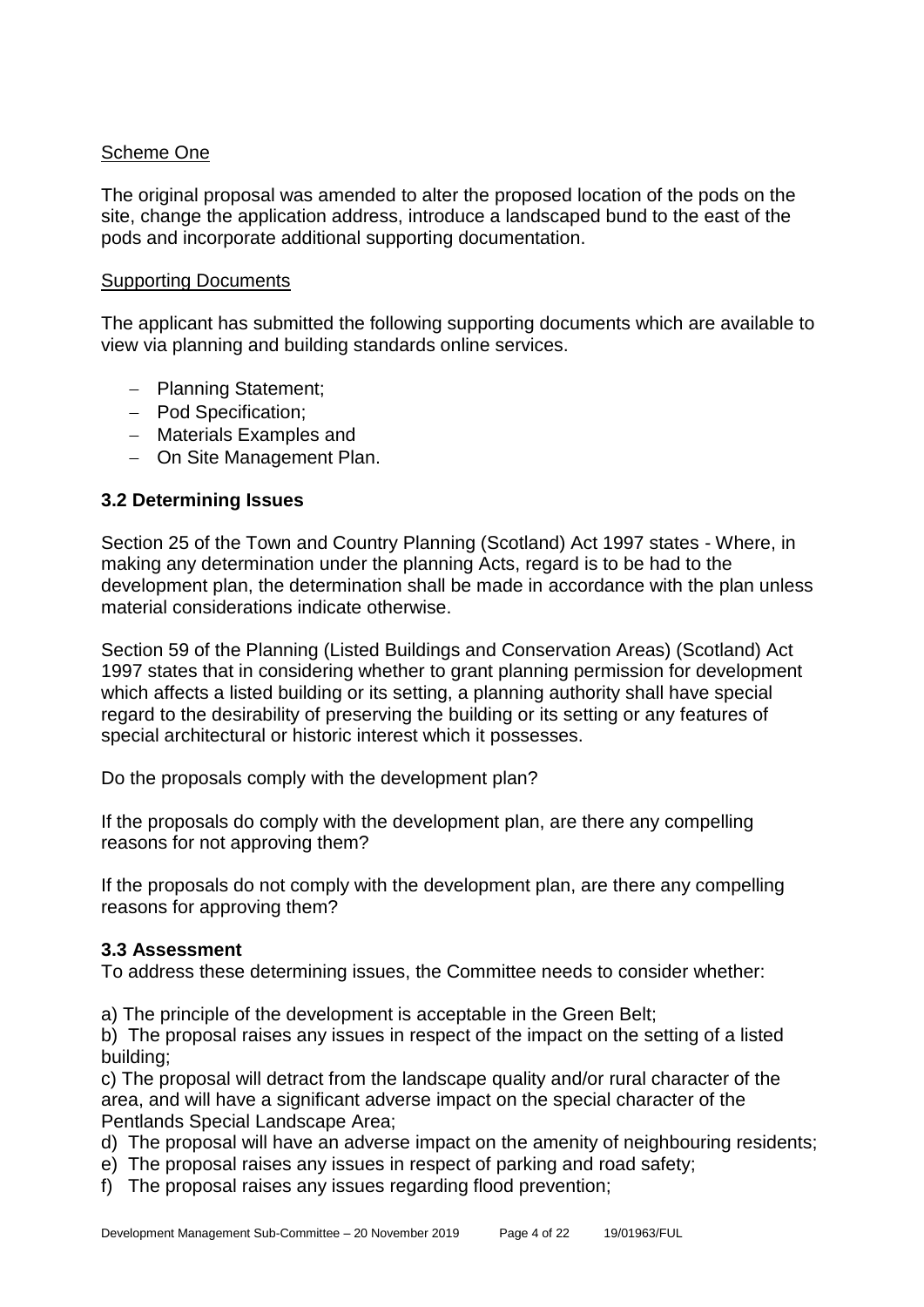Scheme One

The original proposal was amended to alter the proposed location of the pods on the site, change the application address, introduce a landscaped bund to the east of the pods and incorporate additional supporting documentation.

Supporting Documents

The applicant has submitted the following supporting documents which are available to view via planning and building standards online services.

- Planning Statement;
- Pod Specification;
- Materials Examples and
- On Site Management Plan.

### 3.2 Determining Issues

Section 25 of the Town and Country Planning (Scotland) Act 1997 states - Where, in making any determination under the planning Acts, regard is to be had to the development plan, the determination shall be made in accordance with the plan unless material considerations indicate otherwise.

Section 59 of the Planning (Listed Buildings and Conservation Areas) (Scotland) Act 1997 states that in considering whether to grant planning permission for development which affects a listed building or its setting, a planning authority shall have special regard to the desirability of preserving the building or its setting or any features of special architectural or historic interest which it possesses.

Do the proposals comply with the development plan?

If the proposals do comply with the development plan, are there any compelling reasons for not approving them?

If the proposals do not comply with the development plan, are there any compelling reasons for approving them?

### 3.3 Assessment

To address these determining issues, the Committee needs to consider whether:

a) The principle of the development is acceptable in the Green Belt;

b) The proposal raises any issues in respect of the impact on the setting of a listed building;

c) The proposal will detract from the landscape quality and/or rural character of the area, and will have a significant adverse impact on the special character of the Pentlands Special Landscape Area;

d) The proposal will have an adverse impact on the amenity of neighbouring residents;

e) The proposal raises any issues in respect of parking and road safety;

f) The proposal raises any issues regarding flood prevention;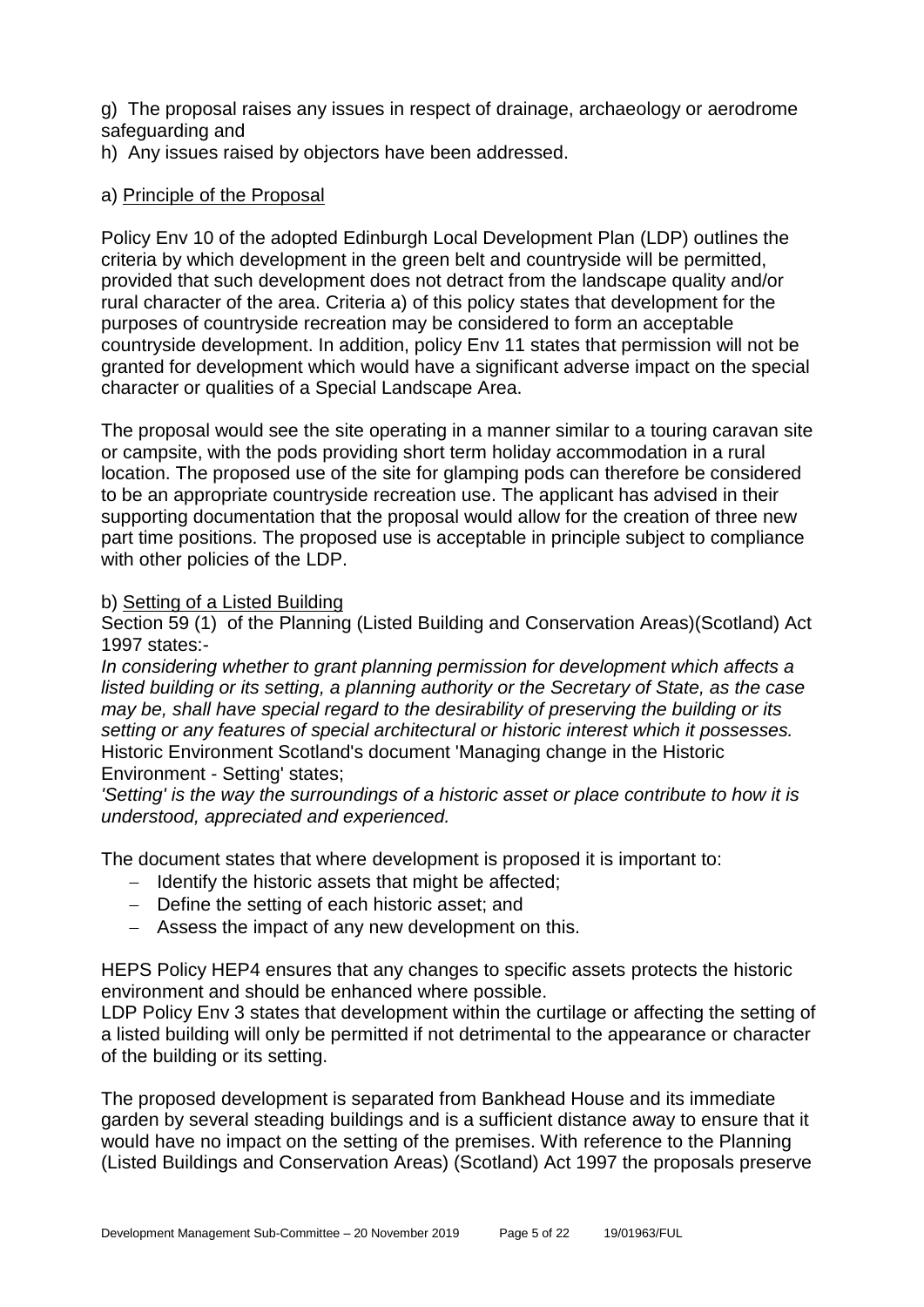g)  The proposal raises any issues in respect of drainage, archaeology or aerodrome safeguarding and

h)  Any issues raised by objectors have been addressed.

a) Principle of the Proposal

Policy Env 10 of the adopted Edinburgh Local Development Plan (LDP) outlines the criteria by which development in the green belt and countryside will be permitted, provided that such development does not detract from the landscape quality and/or rural character of the area. Criteria a) of this policy states that development for the purposes of countryside recreation may be considered to form an acceptable countryside development. In addition, policy Env 11 states that permission will not be granted for development which would have a significant adverse impact on the special character or qualities of a Special Landscape Area.

The proposal would see the site operating in a manner similar to a touring caravan site or campsite, with the pods providing short term holiday accommodation in a rural location. The proposed use of the site for glamping pods can therefore be considered to be an appropriate countryside recreation use. The applicant has advised in their supporting documentation that the proposal would allow for the creation of three new part time positions. The proposed use is acceptable in principle subject to compliance with other policies of the LDP.

b) Setting of a Listed Building

Section 59 (1)  of the Planning (Listed Building and Conservation Areas)(Scotland) Act 1997 states:-

*In considering whether to grant planning permission for development which affects a listed building or its setting, a planning authority or the Secretary of State, as the case may be, shall have special regard to the desirability of preserving the building or its setting or any features of special architectural or historic interest which it possesses.*

Historic Environment Scotland's document 'Managing change in the Historic Environment - Setting' states;

*'Setting' is the way the surroundings of a historic asset or place contribute to how it is understood, appreciated and experienced.*

The document states that where development is proposed it is important to:

- Identify the historic assets that might be affected;
- Define the setting of each historic asset; and
- Assess the impact of any new development on this.

HEPS Policy HEP4 ensures that any changes to specific assets protects the historic environment and should be enhanced where possible.

LDP Policy Env 3 states that development within the curtilage or affecting the setting of a listed building will only be permitted if not detrimental to the appearance or character of the building or its setting.

The proposed development is separated from Bankhead House and its immediate garden by several steading buildings and is a sufficient distance away to ensure that it would have no impact on the setting of the premises. With reference to the Planning (Listed Buildings and Conservation Areas) (Scotland) Act 1997 the proposals preserve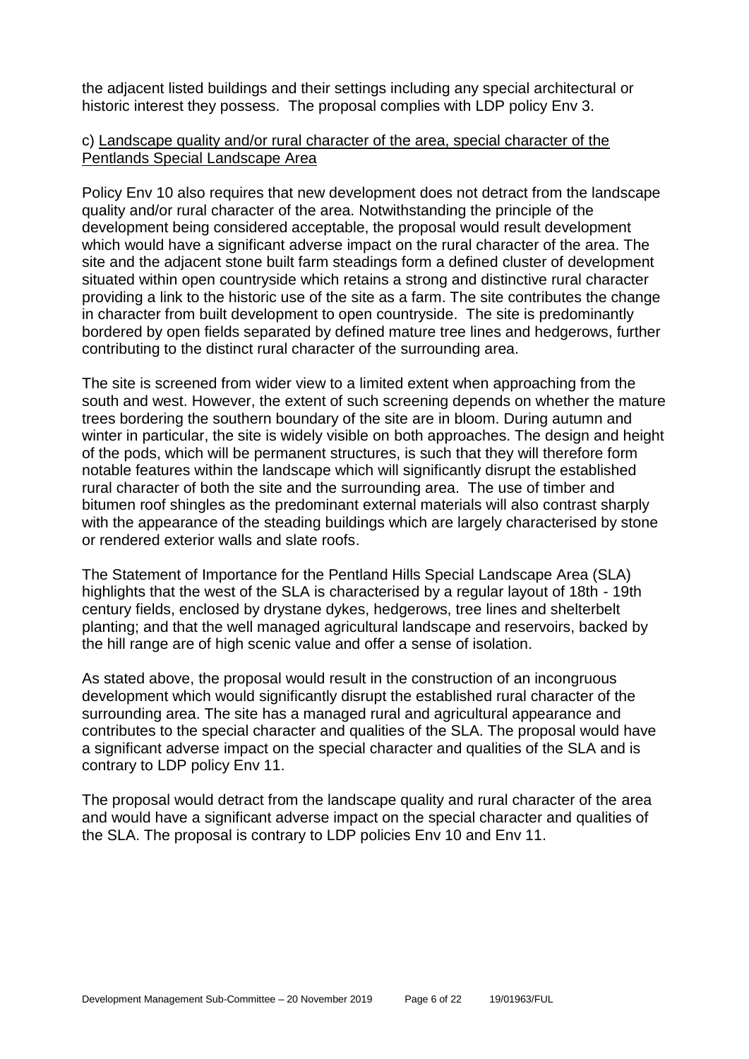the adjacent listed buildings and their settings including any special architectural or historic interest they possess. The proposal complies with LDP policy Env 3.

c) Landscape quality and/or rural character of the area, special character of the Pentlands Special Landscape Area

Policy Env 10 also requires that new development does not detract from the landscape quality and/or rural character of the area. Notwithstanding the principle of the development being considered acceptable, the proposal would result development which would have a significant adverse impact on the rural character of the area. The site and the adjacent stone built farm steadings form a defined cluster of development situated within open countryside which retains a strong and distinctive rural character providing a link to the historic use of the site as a farm. The site contributes the change in character from built development to open countryside. The site is predominantly bordered by open fields separated by defined mature tree lines and hedgerows, further contributing to the distinct rural character of the surrounding area.

The site is screened from wider view to a limited extent when approaching from the south and west. However, the extent of such screening depends on whether the mature trees bordering the southern boundary of the site are in bloom. During autumn and winter in particular, the site is widely visible on both approaches. The design and height of the pods, which will be permanent structures, is such that they will therefore form notable features within the landscape which will significantly disrupt the established rural character of both the site and the surrounding area. The use of timber and bitumen roof shingles as the predominant external materials will also contrast sharply with the appearance of the steading buildings which are largely characterised by stone or rendered exterior walls and slate roofs.

The Statement of Importance for the Pentland Hills Special Landscape Area (SLA) highlights that the west of the SLA is characterised by a regular layout of 18th - 19th century fields, enclosed by drystane dykes, hedgerows, tree lines and shelterbelt planting; and that the well managed agricultural landscape and reservoirs, backed by the hill range are of high scenic value and offer a sense of isolation.

As stated above, the proposal would result in the construction of an incongruous development which would significantly disrupt the established rural character of the surrounding area. The site has a managed rural and agricultural appearance and contributes to the special character and qualities of the SLA. The proposal would have a significant adverse impact on the special character and qualities of the SLA and is contrary to LDP policy Env 11.

The proposal would detract from the landscape quality and rural character of the area and would have a significant adverse impact on the special character and qualities of the SLA. The proposal is contrary to LDP policies Env 10 and Env 11.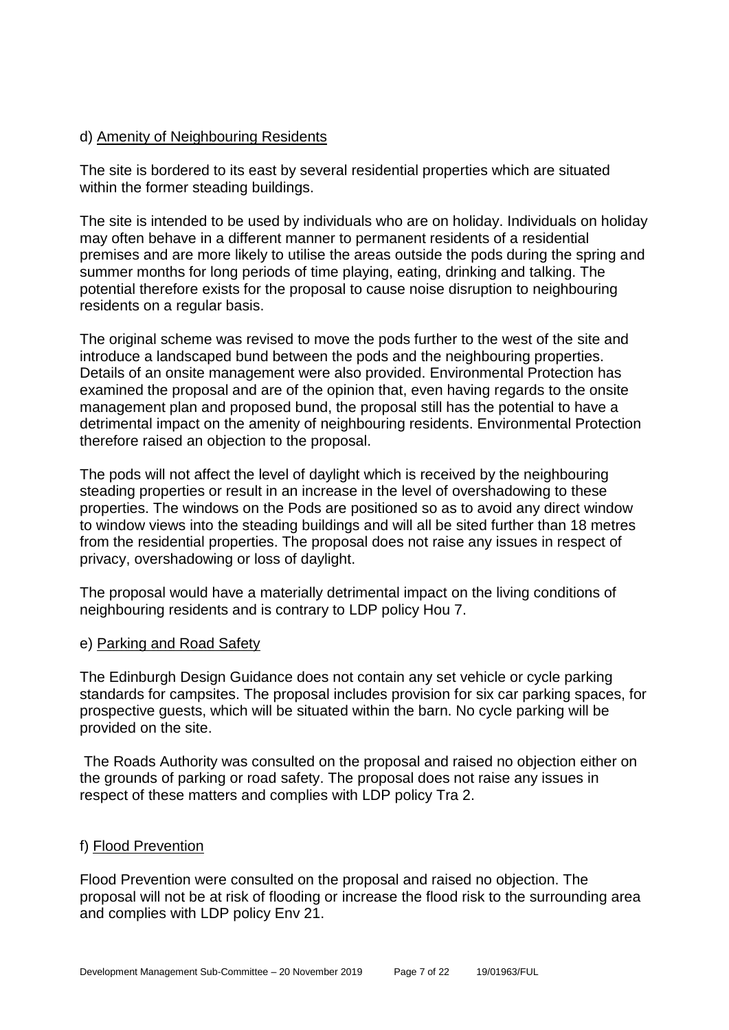d) Amenity of Neighbouring Residents

The site is bordered to its east by several residential properties which are situated within the former steading buildings.

The site is intended to be used by individuals who are on holiday. Individuals on holiday may often behave in a different manner to permanent residents of a residential premises and are more likely to utilise the areas outside the pods during the spring and summer months for long periods of time playing, eating, drinking and talking. The potential therefore exists for the proposal to cause noise disruption to neighbouring residents on a regular basis.

The original scheme was revised to move the pods further to the west of the site and introduce a landscaped bund between the pods and the neighbouring properties. Details of an onsite management were also provided. Environmental Protection has examined the proposal and are of the opinion that, even having regards to the onsite management plan and proposed bund, the proposal still has the potential to have a detrimental impact on the amenity of neighbouring residents. Environmental Protection therefore raised an objection to the proposal.

The pods will not affect the level of daylight which is received by the neighbouring steading properties or result in an increase in the level of overshadowing to these properties. The windows on the Pods are positioned so as to avoid any direct window to window views into the steading buildings and will all be sited further than 18 metres from the residential properties. The proposal does not raise any issues in respect of privacy, overshadowing or loss of daylight.

The proposal would have a materially detrimental impact on the living conditions of neighbouring residents and is contrary to LDP policy Hou 7.

e) Parking and Road Safety

The Edinburgh Design Guidance does not contain any set vehicle or cycle parking standards for campsites. The proposal includes provision for six car parking spaces, for prospective guests, which will be situated within the barn. No cycle parking will be provided on the site.

The Roads Authority was consulted on the proposal and raised no objection either on the grounds of parking or road safety. The proposal does not raise any issues in respect of these matters and complies with LDP policy Tra 2.

f) Flood Prevention

Flood Prevention were consulted on the proposal and raised no objection. The proposal will not be at risk of flooding or increase the flood risk to the surrounding area and complies with LDP policy Env 21.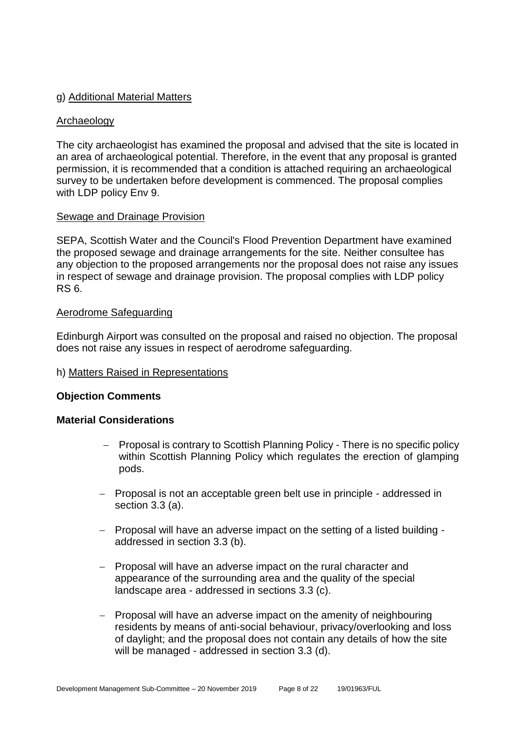g) Additional Material Matters

Archaeology

The city archaeologist has examined the proposal and advised that the site is located in an area of archaeological potential. Therefore, in the event that any proposal is granted permission, it is recommended that a condition is attached requiring an archaeological survey to be undertaken before development is commenced. The proposal complies with LDP policy Env 9.

Sewage and Drainage Provision

SEPA, Scottish Water and the Council's Flood Prevention Department have examined the proposed sewage and drainage arrangements for the site. Neither consultee has any objection to the proposed arrangements nor the proposal does not raise any issues in respect of sewage and drainage provision. The proposal complies with LDP policy RS 6.

Aerodrome Safeguarding

Edinburgh Airport was consulted on the proposal and raised no objection. The proposal does not raise any issues in respect of aerodrome safeguarding.

h) Matters Raised in Representations

**Objection Comments**

**Material Considerations**

- Proposal is contrary to Scottish Planning Policy - There is no specific policy within Scottish Planning Policy which regulates the erection of glamping pods.
- Proposal is not an acceptable green belt use in principle - addressed in section 3.3 (a).
- Proposal will have an adverse impact on the setting of a listed building - addressed in section 3.3 (b).
- Proposal will have an adverse impact on the rural character and appearance of the surrounding area and the quality of the special landscape area - addressed in sections 3.3 (c).
- Proposal will have an adverse impact on the amenity of neighbouring residents by means of anti-social behaviour, privacy/overlooking and loss of daylight; and the proposal does not contain any details of how the site will be managed - addressed in section 3.3 (d).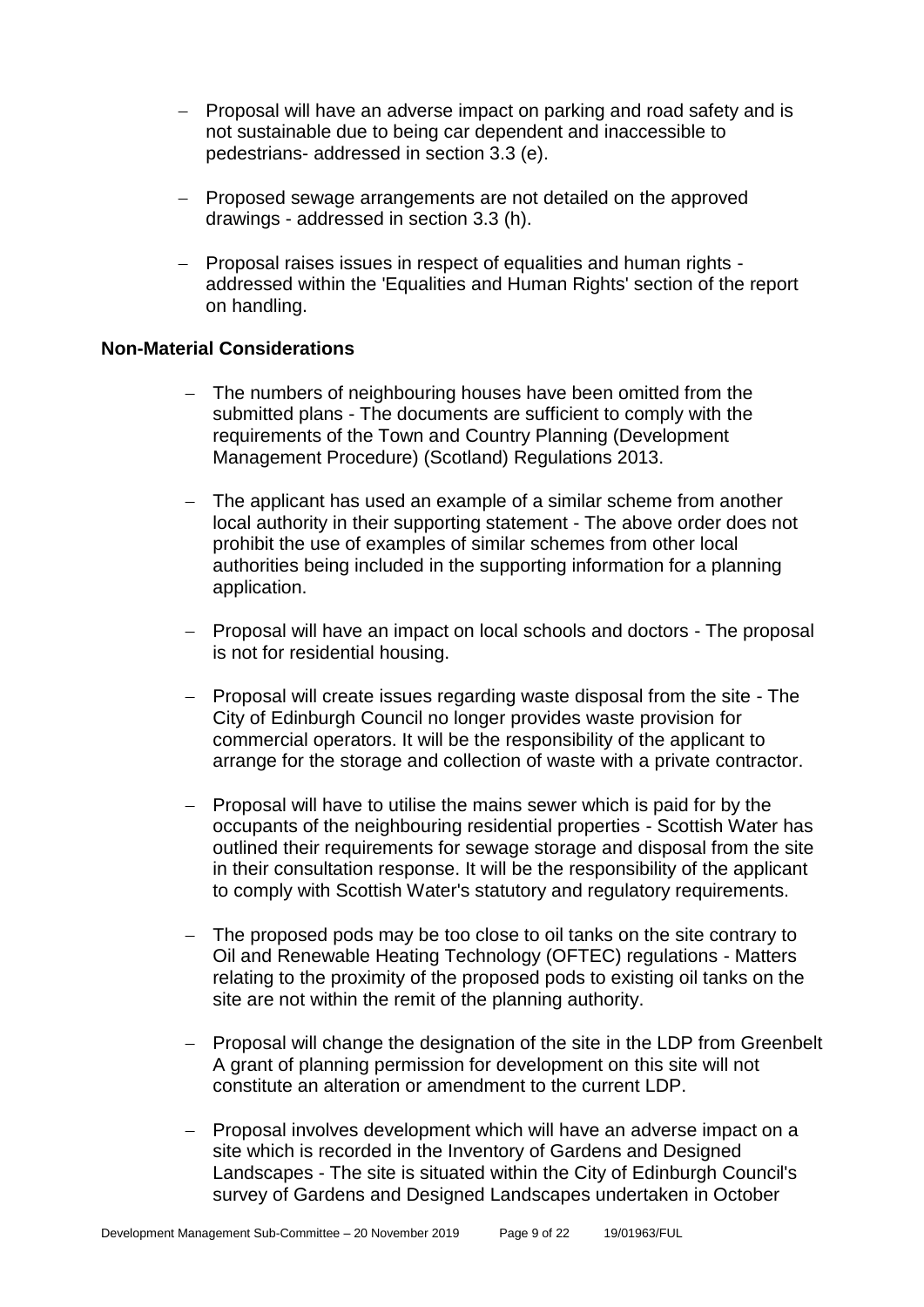- Proposal will have an adverse impact on parking and road safety and is not sustainable due to being car dependent and inaccessible to pedestrians- addressed in section 3.3 (e).

- Proposed sewage arrangements are not detailed on the approved drawings - addressed in section 3.3 (h).

- Proposal raises issues in respect of equalities and human rights - addressed within the 'Equalities and Human Rights' section of the report on handling.

**Non-Material Considerations**

- The numbers of neighbouring houses have been omitted from the submitted plans - The documents are sufficient to comply with the requirements of the Town and Country Planning (Development Management Procedure) (Scotland) Regulations 2013.

- The applicant has used an example of a similar scheme from another local authority in their supporting statement - The above order does not prohibit the use of examples of similar schemes from other local authorities being included in the supporting information for a planning application.

- Proposal will have an impact on local schools and doctors - The proposal is not for residential housing.

- Proposal will create issues regarding waste disposal from the site - The City of Edinburgh Council no longer provides waste provision for commercial operators. It will be the responsibility of the applicant to arrange for the storage and collection of waste with a private contractor.

- Proposal will have to utilise the mains sewer which is paid for by the occupants of the neighbouring residential properties - Scottish Water has outlined their requirements for sewage storage and disposal from the site in their consultation response. It will be the responsibility of the applicant to comply with Scottish Water's statutory and regulatory requirements.

- The proposed pods may be too close to oil tanks on the site contrary to Oil and Renewable Heating Technology (OFTEC) regulations - Matters relating to the proximity of the proposed pods to existing oil tanks on the site are not within the remit of the planning authority.

- Proposal will change the designation of the site in the LDP from Greenbelt A grant of planning permission for development on this site will not constitute an alteration or amendment to the current LDP.

- Proposal involves development which will have an adverse impact on a site which is recorded in the Inventory of Gardens and Designed Landscapes - The site is situated within the City of Edinburgh Council's survey of Gardens and Designed Landscapes undertaken in October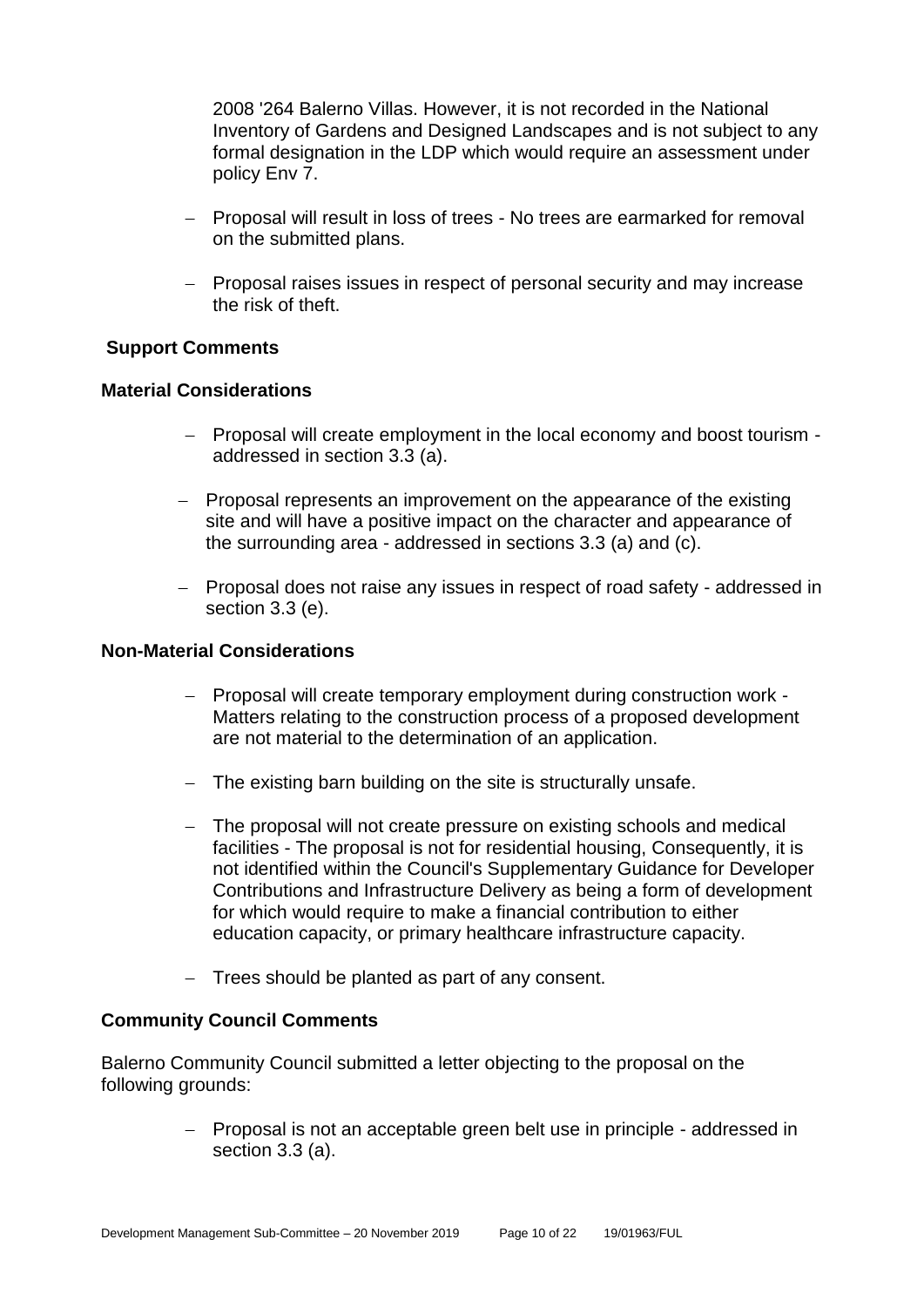2008 '264 Balerno Villas. However, it is not recorded in the National Inventory of Gardens and Designed Landscapes and is not subject to any formal designation in the LDP which would require an assessment under policy Env 7.

- Proposal will result in loss of trees - No trees are earmarked for removal on the submitted plans.
- Proposal raises issues in respect of personal security and may increase the risk of theft.

**Support Comments**

**Material Considerations**

- Proposal will create employment in the local economy and boost tourism - addressed in section 3.3 (a).
- Proposal represents an improvement on the appearance of the existing site and will have a positive impact on the character and appearance of the surrounding area - addressed in sections 3.3 (a) and (c).
- Proposal does not raise any issues in respect of road safety - addressed in section 3.3 (e).

**Non-Material Considerations**

- Proposal will create temporary employment during construction work - Matters relating to the construction process of a proposed development are not material to the determination of an application.
- The existing barn building on the site is structurally unsafe.
- The proposal will not create pressure on existing schools and medical facilities - The proposal is not for residential housing, Consequently, it is not identified within the Council's Supplementary Guidance for Developer Contributions and Infrastructure Delivery as being a form of development for which would require to make a financial contribution to either education capacity, or primary healthcare infrastructure capacity.
- Trees should be planted as part of any consent.

**Community Council Comments**

Balerno Community Council submitted a letter objecting to the proposal on the following grounds:

- Proposal is not an acceptable green belt use in principle - addressed in section 3.3 (a).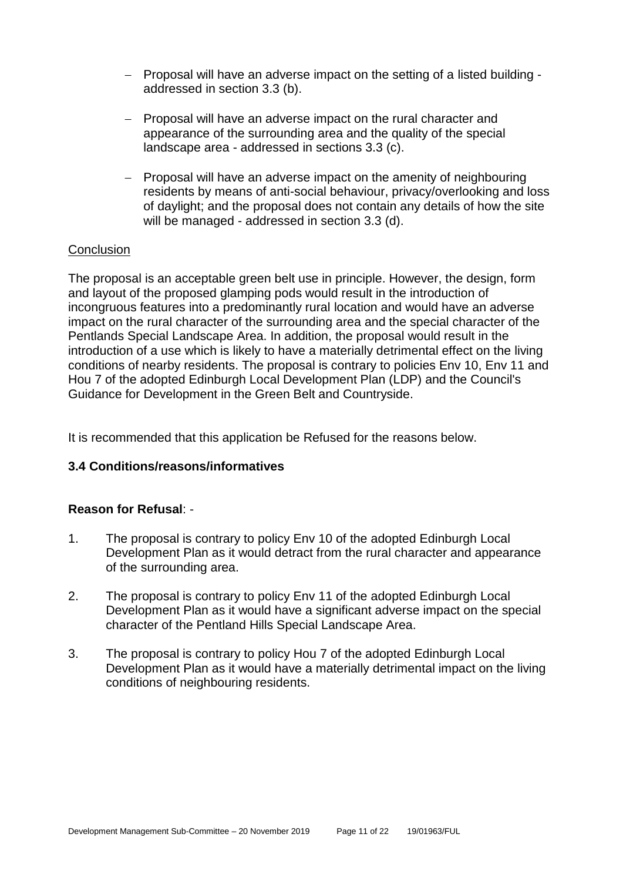- Proposal will have an adverse impact on the setting of a listed building - addressed in section 3.3 (b).
- Proposal will have an adverse impact on the rural character and appearance of the surrounding area and the quality of the special landscape area - addressed in sections 3.3 (c).
- Proposal will have an adverse impact on the amenity of neighbouring residents by means of anti-social behaviour, privacy/overlooking and loss of daylight; and the proposal does not contain any details of how the site will be managed - addressed in section 3.3 (d).

Conclusion

The proposal is an acceptable green belt use in principle. However, the design, form and layout of the proposed glamping pods would result in the introduction of incongruous features into a predominantly rural location and would have an adverse impact on the rural character of the surrounding area and the special character of the Pentlands Special Landscape Area. In addition, the proposal would result in the introduction of a use which is likely to have a materially detrimental effect on the living conditions of nearby residents. The proposal is contrary to policies Env 10, Env 11 and Hou 7 of the adopted Edinburgh Local Development Plan (LDP) and the Council's Guidance for Development in the Green Belt and Countryside.

It is recommended that this application be Refused for the reasons below.

### 3.4 Conditions/reasons/informatives

**Reason for Refusal**: -

1. The proposal is contrary to policy Env 10 of the adopted Edinburgh Local Development Plan as it would detract from the rural character and appearance of the surrounding area.
2. The proposal is contrary to policy Env 11 of the adopted Edinburgh Local Development Plan as it would have a significant adverse impact on the special character of the Pentland Hills Special Landscape Area.
3. The proposal is contrary to policy Hou 7 of the adopted Edinburgh Local Development Plan as it would have a materially detrimental impact on the living conditions of neighbouring residents.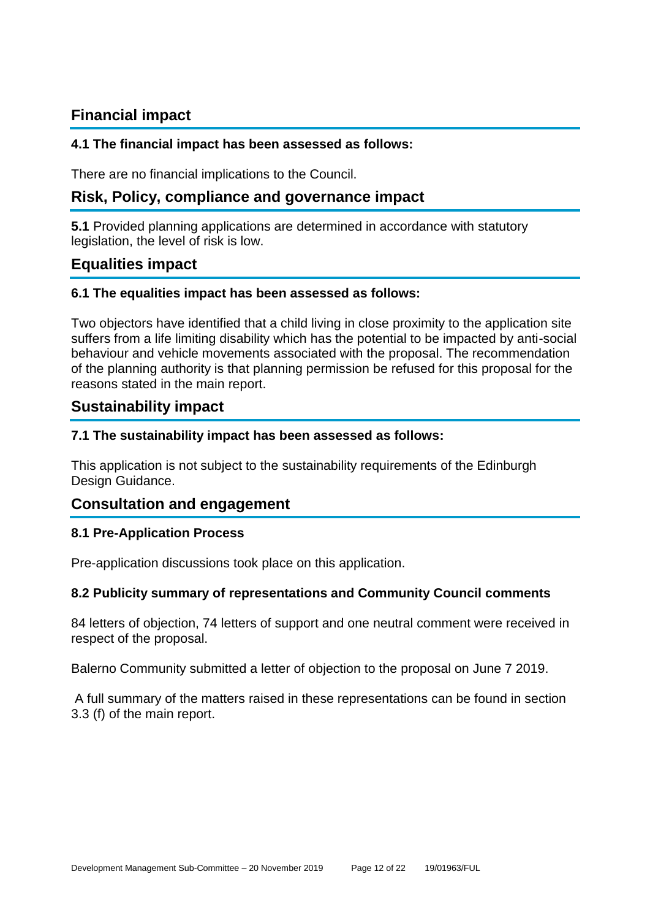## Financial impact

### 4.1 The financial impact has been assessed as follows:

There are no financial implications to the Council.

## Risk, Policy, compliance and governance impact

**5.1** Provided planning applications are determined in accordance with statutory legislation, the level of risk is low.

## Equalities impact

### 6.1 The equalities impact has been assessed as follows:

Two objectors have identified that a child living in close proximity to the application site suffers from a life limiting disability which has the potential to be impacted by anti-social behaviour and vehicle movements associated with the proposal. The recommendation of the planning authority is that planning permission be refused for this proposal for the reasons stated in the main report.

## Sustainability impact

### 7.1 The sustainability impact has been assessed as follows:

This application is not subject to the sustainability requirements of the Edinburgh Design Guidance.

## Consultation and engagement

### 8.1 Pre-Application Process

Pre-application discussions took place on this application.

### 8.2 Publicity summary of representations and Community Council comments

84 letters of objection, 74 letters of support and one neutral comment were received in respect of the proposal.

Balerno Community submitted a letter of objection to the proposal on June 7 2019.

A full summary of the matters raised in these representations can be found in section 3.3 (f) of the main report.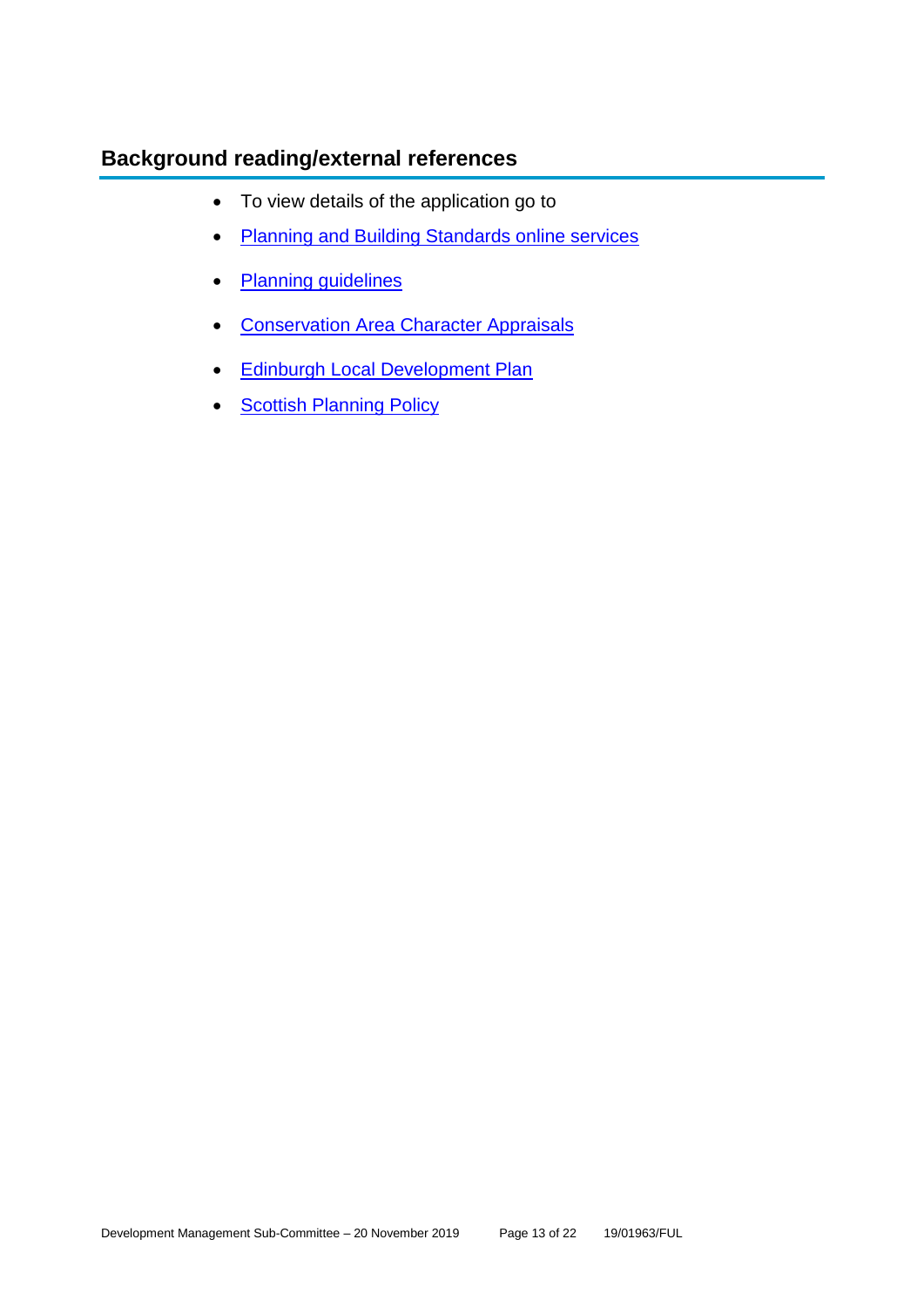## Background reading/external references

- To view details of the application go to
- Planning and Building Standards online services
- Planning guidelines
- Conservation Area Character Appraisals
- Edinburgh Local Development Plan
- Scottish Planning Policy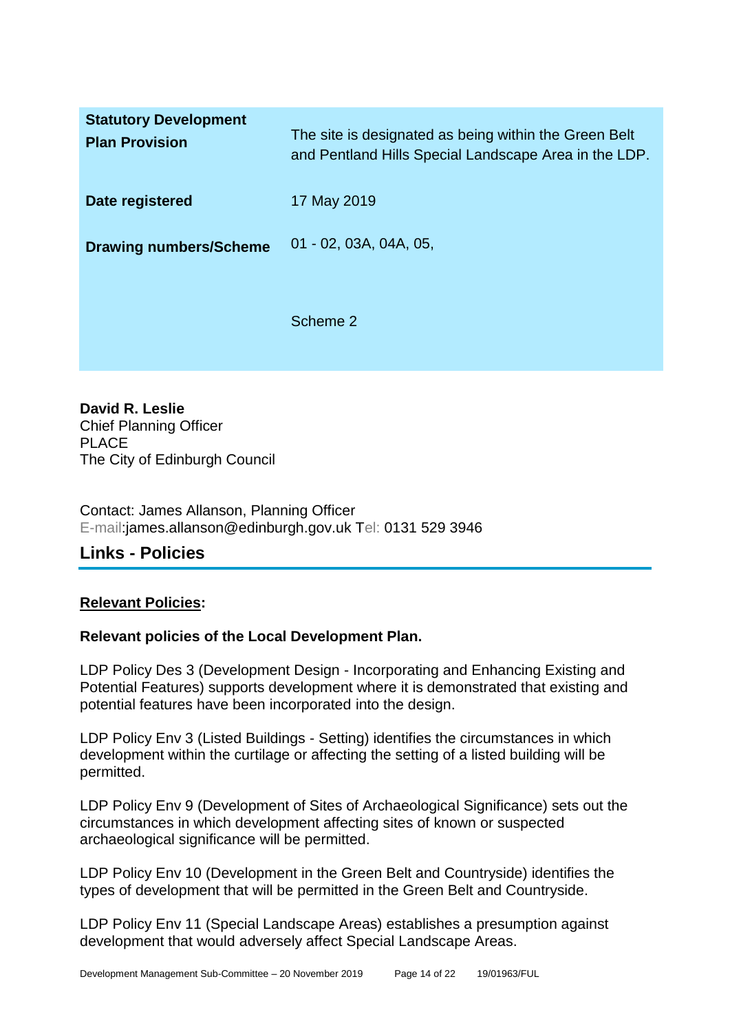| | |
|---|---|
| **Statutory Development Plan Provision** | The site is designated as being within the Green Belt and Pentland Hills Special Landscape Area in the LDP. |
| **Date registered** | 17 May 2019 |
| **Drawing numbers/Scheme** | 01 - 02, 03A, 04A, 05,<br><br>Scheme 2 |

**David R. Leslie**
Chief Planning Officer
PLACE
The City of Edinburgh Council

Contact: James Allanson, Planning Officer
E-mail:james.allanson@edinburgh.gov.uk Tel: 0131 529 3946

## Links - Policies

**Relevant Policies:**

**Relevant policies of the Local Development Plan.**

LDP Policy Des 3 (Development Design - Incorporating and Enhancing Existing and Potential Features) supports development where it is demonstrated that existing and potential features have been incorporated into the design.

LDP Policy Env 3 (Listed Buildings - Setting) identifies the circumstances in which development within the curtilage or affecting the setting of a listed building will be permitted.

LDP Policy Env 9 (Development of Sites of Archaeological Significance) sets out the circumstances in which development affecting sites of known or suspected archaeological significance will be permitted.

LDP Policy Env 10 (Development in the Green Belt and Countryside) identifies the types of development that will be permitted in the Green Belt and Countryside.

LDP Policy Env 11 (Special Landscape Areas) establishes a presumption against development that would adversely affect Special Landscape Areas.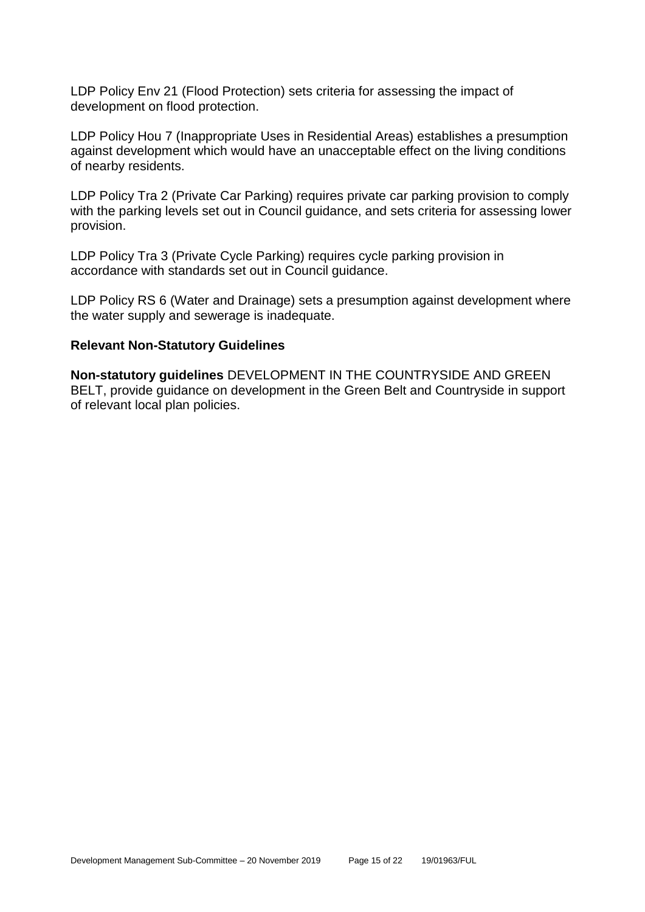LDP Policy Env 21 (Flood Protection) sets criteria for assessing the impact of development on flood protection.

LDP Policy Hou 7 (Inappropriate Uses in Residential Areas) establishes a presumption against development which would have an unacceptable effect on the living conditions of nearby residents.

LDP Policy Tra 2 (Private Car Parking) requires private car parking provision to comply with the parking levels set out in Council guidance, and sets criteria for assessing lower provision.

LDP Policy Tra 3 (Private Cycle Parking) requires cycle parking provision in accordance with standards set out in Council guidance.

LDP Policy RS 6 (Water and Drainage) sets a presumption against development where the water supply and sewerage is inadequate.

**Relevant Non-Statutory Guidelines**

**Non-statutory guidelines** DEVELOPMENT IN THE COUNTRYSIDE AND GREEN BELT, provide guidance on development in the Green Belt and Countryside in support of relevant local plan policies.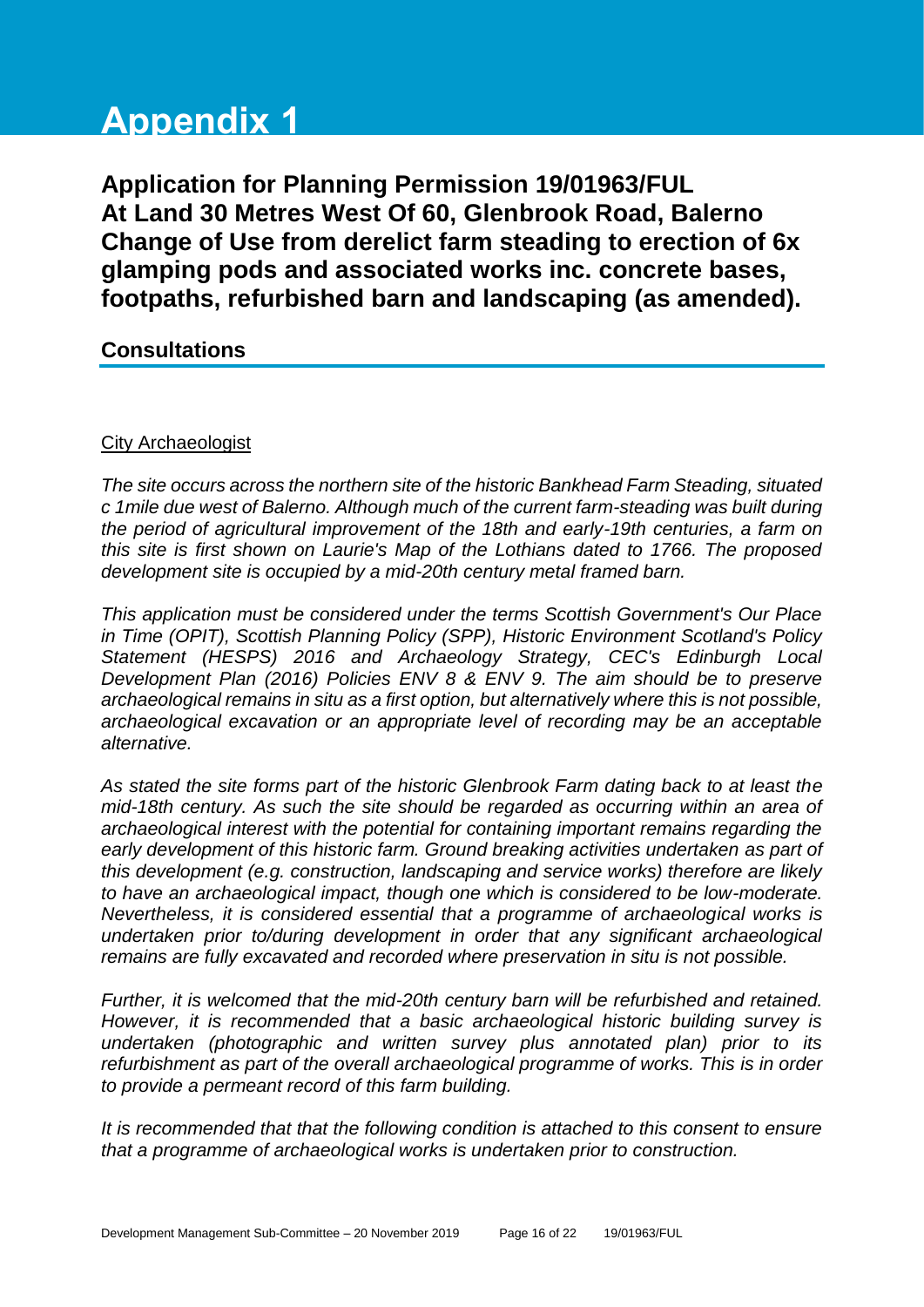# Appendix 1

**Application for Planning Permission 19/01963/FUL**
**At Land 30 Metres West Of 60, Glenbrook Road, Balerno**
**Change of Use from derelict farm steading to erection of 6x glamping pods and associated works inc. concrete bases, footpaths, refurbished barn and landscaping (as amended).**

## Consultations

City Archaeologist

*The site occurs across the northern site of the historic Bankhead Farm Steading, situated c 1mile due west of Balerno. Although much of the current farm-steading was built during the period of agricultural improvement of the 18th and early-19th centuries, a farm on this site is first shown on Laurie's Map of the Lothians dated to 1766. The proposed development site is occupied by a mid-20th century metal framed barn.*

*This application must be considered under the terms Scottish Government's Our Place in Time (OPIT), Scottish Planning Policy (SPP), Historic Environment Scotland's Policy Statement (HESPS) 2016 and Archaeology Strategy, CEC's Edinburgh Local Development Plan (2016) Policies ENV 8 & ENV 9. The aim should be to preserve archaeological remains in situ as a first option, but alternatively where this is not possible, archaeological excavation or an appropriate level of recording may be an acceptable alternative.*

*As stated the site forms part of the historic Glenbrook Farm dating back to at least the mid-18th century. As such the site should be regarded as occurring within an area of archaeological interest with the potential for containing important remains regarding the early development of this historic farm. Ground breaking activities undertaken as part of this development (e.g. construction, landscaping and service works) therefore are likely to have an archaeological impact, though one which is considered to be low-moderate. Nevertheless, it is considered essential that a programme of archaeological works is undertaken prior to/during development in order that any significant archaeological remains are fully excavated and recorded where preservation in situ is not possible.*

*Further, it is welcomed that the mid-20th century barn will be refurbished and retained. However, it is recommended that a basic archaeological historic building survey is undertaken (photographic and written survey plus annotated plan) prior to its refurbishment as part of the overall archaeological programme of works. This is in order to provide a permeant record of this farm building.*

*It is recommended that that the following condition is attached to this consent to ensure that a programme of archaeological works is undertaken prior to construction.*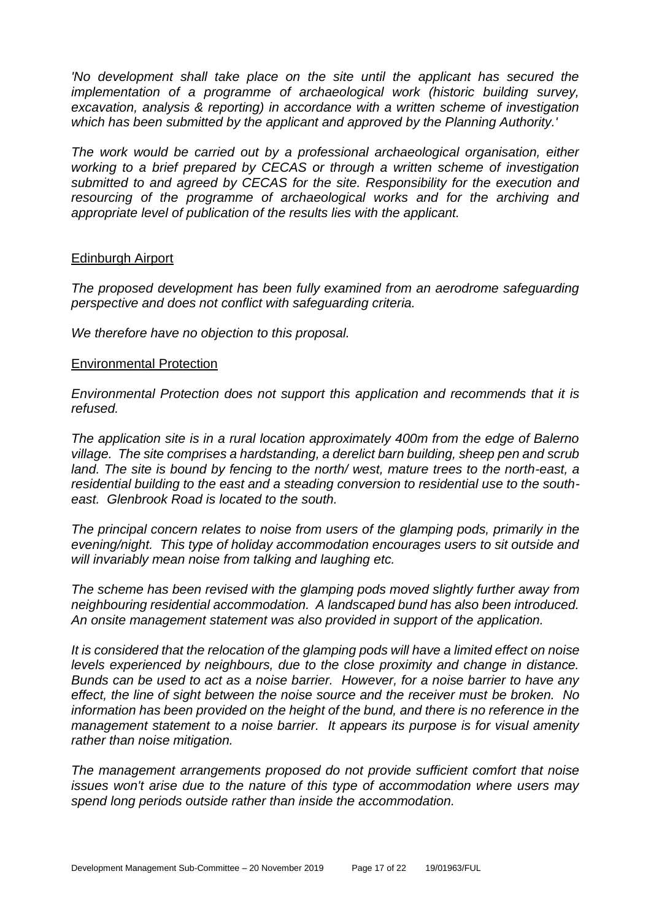*'No development shall take place on the site until the applicant has secured the implementation of a programme of archaeological work (historic building survey, excavation, analysis & reporting) in accordance with a written scheme of investigation which has been submitted by the applicant and approved by the Planning Authority.'*

*The work would be carried out by a professional archaeological organisation, either working to a brief prepared by CECAS or through a written scheme of investigation submitted to and agreed by CECAS for the site. Responsibility for the execution and resourcing of the programme of archaeological works and for the archiving and appropriate level of publication of the results lies with the applicant.*

Edinburgh Airport

*The proposed development has been fully examined from an aerodrome safeguarding perspective and does not conflict with safeguarding criteria.*

*We therefore have no objection to this proposal.*

Environmental Protection

*Environmental Protection does not support this application and recommends that it is refused.*

*The application site is in a rural location approximately 400m from the edge of Balerno village. The site comprises a hardstanding, a derelict barn building, sheep pen and scrub land. The site is bound by fencing to the north/ west, mature trees to the north-east, a residential building to the east and a steading conversion to residential use to the south-east. Glenbrook Road is located to the south.*

*The principal concern relates to noise from users of the glamping pods, primarily in the evening/night. This type of holiday accommodation encourages users to sit outside and will invariably mean noise from talking and laughing etc.*

*The scheme has been revised with the glamping pods moved slightly further away from neighbouring residential accommodation. A landscaped bund has also been introduced. An onsite management statement was also provided in support of the application.*

*It is considered that the relocation of the glamping pods will have a limited effect on noise levels experienced by neighbours, due to the close proximity and change in distance. Bunds can be used to act as a noise barrier. However, for a noise barrier to have any effect, the line of sight between the noise source and the receiver must be broken. No information has been provided on the height of the bund, and there is no reference in the management statement to a noise barrier. It appears its purpose is for visual amenity rather than noise mitigation.*

*The management arrangements proposed do not provide sufficient comfort that noise issues won't arise due to the nature of this type of accommodation where users may spend long periods outside rather than inside the accommodation.*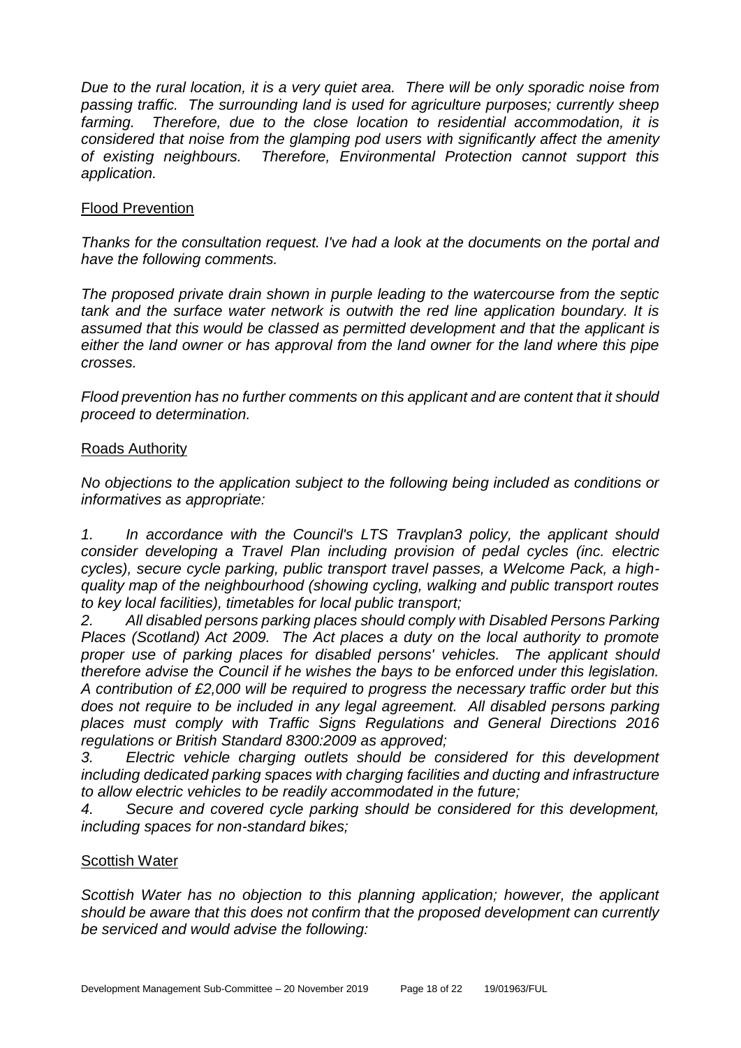*Due to the rural location, it is a very quiet area. There will be only sporadic noise from passing traffic. The surrounding land is used for agriculture purposes; currently sheep farming. Therefore, due to the close location to residential accommodation, it is considered that noise from the glamping pod users with significantly affect the amenity of existing neighbours. Therefore, Environmental Protection cannot support this application.*

Flood Prevention

*Thanks for the consultation request. I've had a look at the documents on the portal and have the following comments.*

*The proposed private drain shown in purple leading to the watercourse from the septic tank and the surface water network is outwith the red line application boundary. It is assumed that this would be classed as permitted development and that the applicant is either the land owner or has approval from the land owner for the land where this pipe crosses.*

*Flood prevention has no further comments on this applicant and are content that it should proceed to determination.*

Roads Authority

*No objections to the application subject to the following being included as conditions or informatives as appropriate:*

*1. In accordance with the Council's LTS Travplan3 policy, the applicant should consider developing a Travel Plan including provision of pedal cycles (inc. electric cycles), secure cycle parking, public transport travel passes, a Welcome Pack, a high-quality map of the neighbourhood (showing cycling, walking and public transport routes to key local facilities), timetables for local public transport;*

*2. All disabled persons parking places should comply with Disabled Persons Parking Places (Scotland) Act 2009. The Act places a duty on the local authority to promote proper use of parking places for disabled persons' vehicles. The applicant should therefore advise the Council if he wishes the bays to be enforced under this legislation. A contribution of £2,000 will be required to progress the necessary traffic order but this does not require to be included in any legal agreement. All disabled persons parking places must comply with Traffic Signs Regulations and General Directions 2016 regulations or British Standard 8300:2009 as approved;*

*3. Electric vehicle charging outlets should be considered for this development including dedicated parking spaces with charging facilities and ducting and infrastructure to allow electric vehicles to be readily accommodated in the future;*

*4. Secure and covered cycle parking should be considered for this development, including spaces for non-standard bikes;*

Scottish Water

*Scottish Water has no objection to this planning application; however, the applicant should be aware that this does not confirm that the proposed development can currently be serviced and would advise the following:*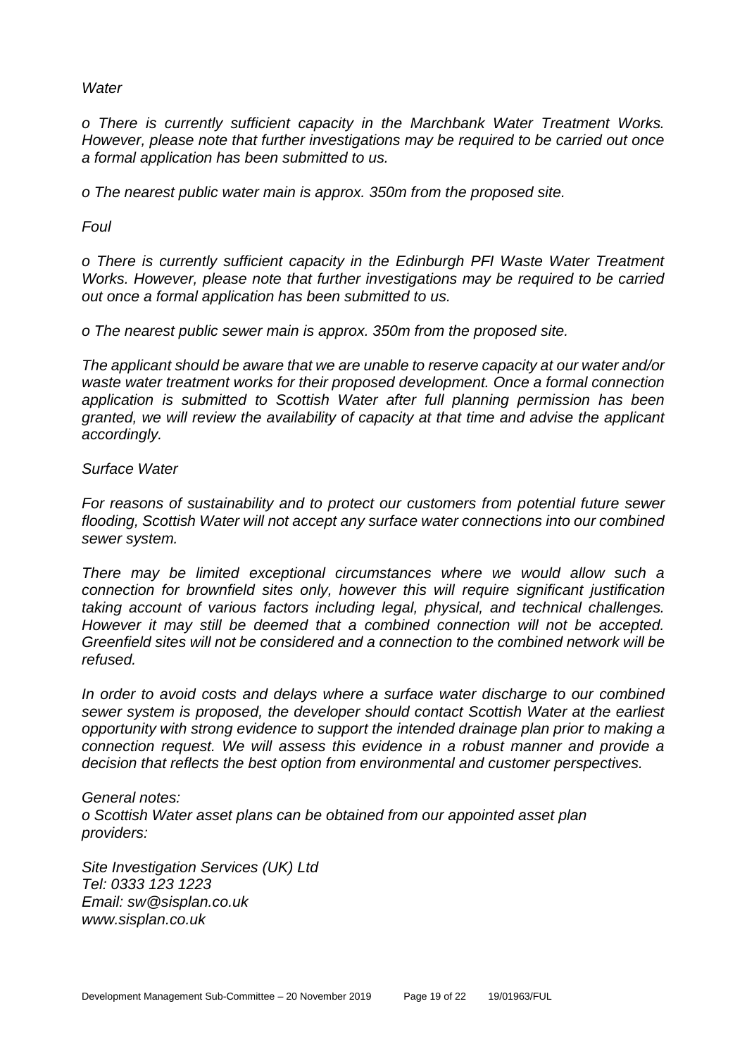*Water*

*o There is currently sufficient capacity in the Marchbank Water Treatment Works. However, please note that further investigations may be required to be carried out once a formal application has been submitted to us.*

*o The nearest public water main is approx. 350m from the proposed site.*

*Foul*

*o There is currently sufficient capacity in the Edinburgh PFI Waste Water Treatment Works. However, please note that further investigations may be required to be carried out once a formal application has been submitted to us.*

*o The nearest public sewer main is approx. 350m from the proposed site.*

*The applicant should be aware that we are unable to reserve capacity at our water and/or waste water treatment works for their proposed development. Once a formal connection application is submitted to Scottish Water after full planning permission has been granted, we will review the availability of capacity at that time and advise the applicant accordingly.*

*Surface Water*

*For reasons of sustainability and to protect our customers from potential future sewer flooding, Scottish Water will not accept any surface water connections into our combined sewer system.*

*There may be limited exceptional circumstances where we would allow such a connection for brownfield sites only, however this will require significant justification taking account of various factors including legal, physical, and technical challenges. However it may still be deemed that a combined connection will not be accepted. Greenfield sites will not be considered and a connection to the combined network will be refused.*

*In order to avoid costs and delays where a surface water discharge to our combined sewer system is proposed, the developer should contact Scottish Water at the earliest opportunity with strong evidence to support the intended drainage plan prior to making a connection request. We will assess this evidence in a robust manner and provide a decision that reflects the best option from environmental and customer perspectives.*

*General notes:*
*o Scottish Water asset plans can be obtained from our appointed asset plan providers:*

*Site Investigation Services (UK) Ltd*
*Tel: 0333 123 1223*
*Email: sw@sisplan.co.uk*
*www.sisplan.co.uk*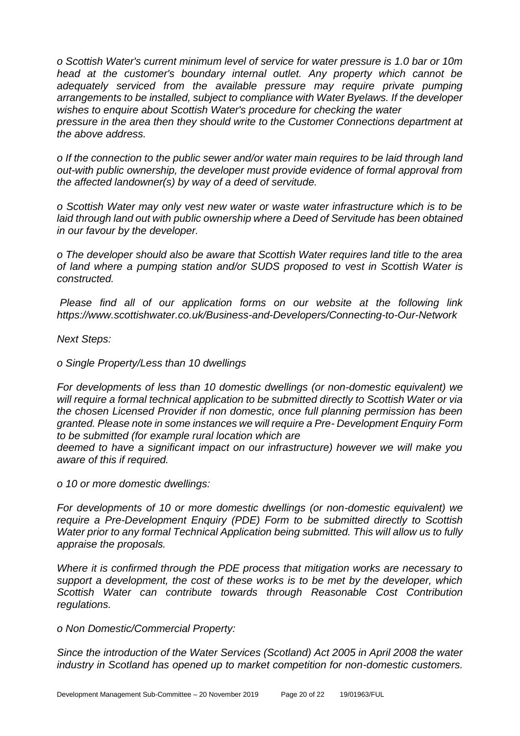*o Scottish Water's current minimum level of service for water pressure is 1.0 bar or 10m head at the customer's boundary internal outlet. Any property which cannot be adequately serviced from the available pressure may require private pumping arrangements to be installed, subject to compliance with Water Byelaws. If the developer wishes to enquire about Scottish Water's procedure for checking the water pressure in the area then they should write to the Customer Connections department at the above address.*

*o If the connection to the public sewer and/or water main requires to be laid through land out-with public ownership, the developer must provide evidence of formal approval from the affected landowner(s) by way of a deed of servitude.*

*o Scottish Water may only vest new water or waste water infrastructure which is to be laid through land out with public ownership where a Deed of Servitude has been obtained in our favour by the developer.*

*o The developer should also be aware that Scottish Water requires land title to the area of land where a pumping station and/or SUDS proposed to vest in Scottish Water is constructed.*

*Please find all of our application forms on our website at the following link https://www.scottishwater.co.uk/Business-and-Developers/Connecting-to-Our-Network*

*Next Steps:*

*o Single Property/Less than 10 dwellings*

*For developments of less than 10 domestic dwellings (or non-domestic equivalent) we will require a formal technical application to be submitted directly to Scottish Water or via the chosen Licensed Provider if non domestic, once full planning permission has been granted. Please note in some instances we will require a Pre- Development Enquiry Form to be submitted (for example rural location which are deemed to have a significant impact on our infrastructure) however we will make you aware of this if required.*

*o 10 or more domestic dwellings:*

*For developments of 10 or more domestic dwellings (or non-domestic equivalent) we require a Pre-Development Enquiry (PDE) Form to be submitted directly to Scottish Water prior to any formal Technical Application being submitted. This will allow us to fully appraise the proposals.*

*Where it is confirmed through the PDE process that mitigation works are necessary to support a development, the cost of these works is to be met by the developer, which Scottish Water can contribute towards through Reasonable Cost Contribution regulations.*

*o Non Domestic/Commercial Property:*

*Since the introduction of the Water Services (Scotland) Act 2005 in April 2008 the water industry in Scotland has opened up to market competition for non-domestic customers.*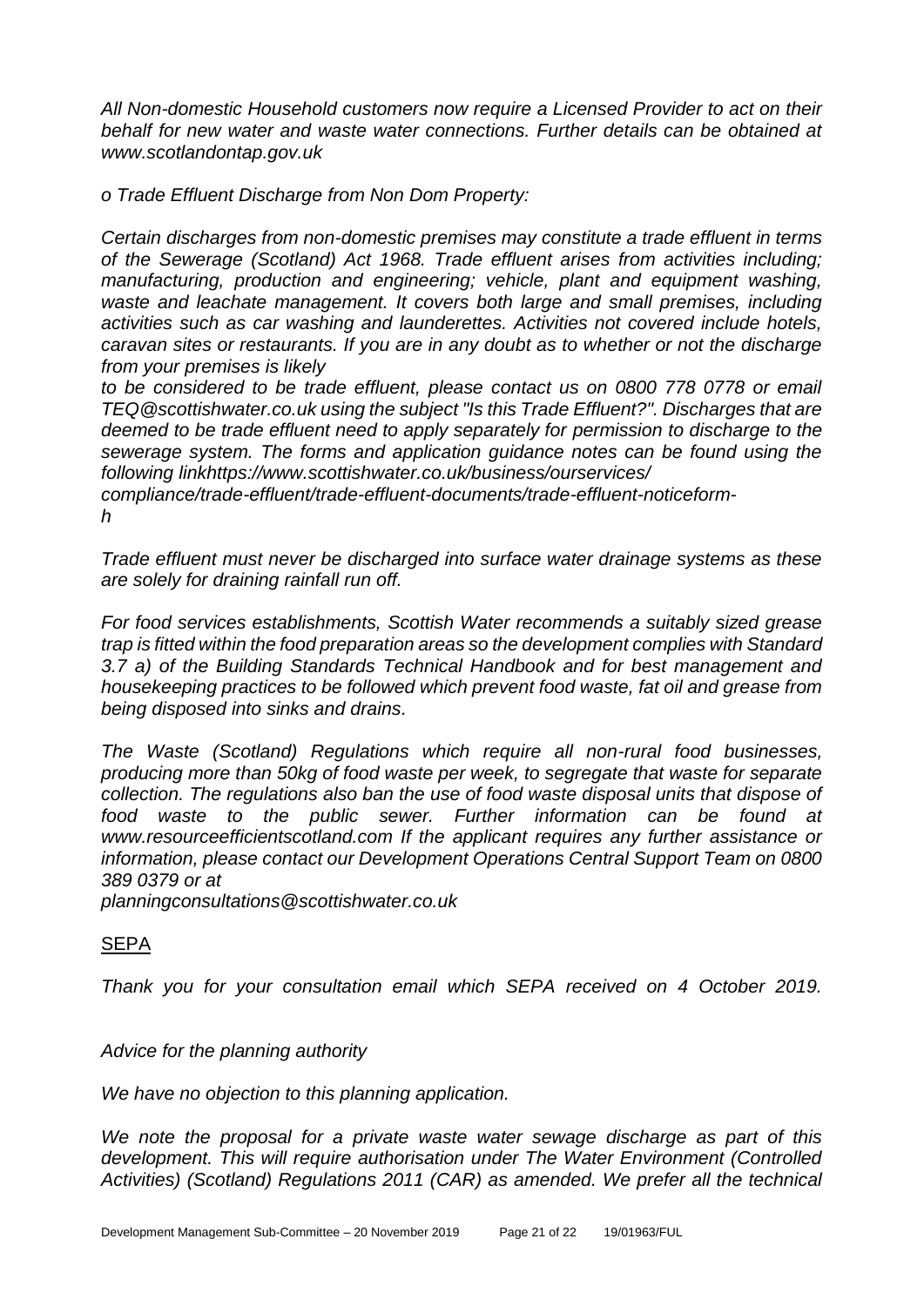*All Non-domestic Household customers now require a Licensed Provider to act on their behalf for new water and waste water connections. Further details can be obtained at www.scotlandontap.gov.uk*

*o Trade Effluent Discharge from Non Dom Property:*

*Certain discharges from non-domestic premises may constitute a trade effluent in terms of the Sewerage (Scotland) Act 1968. Trade effluent arises from activities including; manufacturing, production and engineering; vehicle, plant and equipment washing, waste and leachate management. It covers both large and small premises, including activities such as car washing and launderettes. Activities not covered include hotels, caravan sites or restaurants. If you are in any doubt as to whether or not the discharge from your premises is likely*
*to be considered to be trade effluent, please contact us on 0800 778 0778 or email TEQ@scottishwater.co.uk using the subject "Is this Trade Effluent?". Discharges that are deemed to be trade effluent need to apply separately for permission to discharge to the sewerage system. The forms and application guidance notes can be found using the following linkhttps://www.scottishwater.co.uk/business/ourservices/*
*compliance/trade-effluent/trade-effluent-documents/trade-effluent-noticeform-*
*h*

*Trade effluent must never be discharged into surface water drainage systems as these are solely for draining rainfall run off.*

*For food services establishments, Scottish Water recommends a suitably sized grease trap is fitted within the food preparation areas so the development complies with Standard 3.7 a) of the Building Standards Technical Handbook and for best management and housekeeping practices to be followed which prevent food waste, fat oil and grease from being disposed into sinks and drains.*

*The Waste (Scotland) Regulations which require all non-rural food businesses, producing more than 50kg of food waste per week, to segregate that waste for separate collection. The regulations also ban the use of food waste disposal units that dispose of food waste to the public sewer. Further information can be found at www.resourceefficientscotland.com If the applicant requires any further assistance or information, please contact our Development Operations Central Support Team on 0800 389 0379 or at*
*planningconsultations@scottishwater.co.uk*

<u>SEPA</u>

*Thank you for your consultation email which SEPA received on 4 October 2019.*

*Advice for the planning authority*

*We have no objection to this planning application.*

*We note the proposal for a private waste water sewage discharge as part of this development. This will require authorisation under The Water Environment (Controlled Activities) (Scotland) Regulations 2011 (CAR) as amended. We prefer all the technical*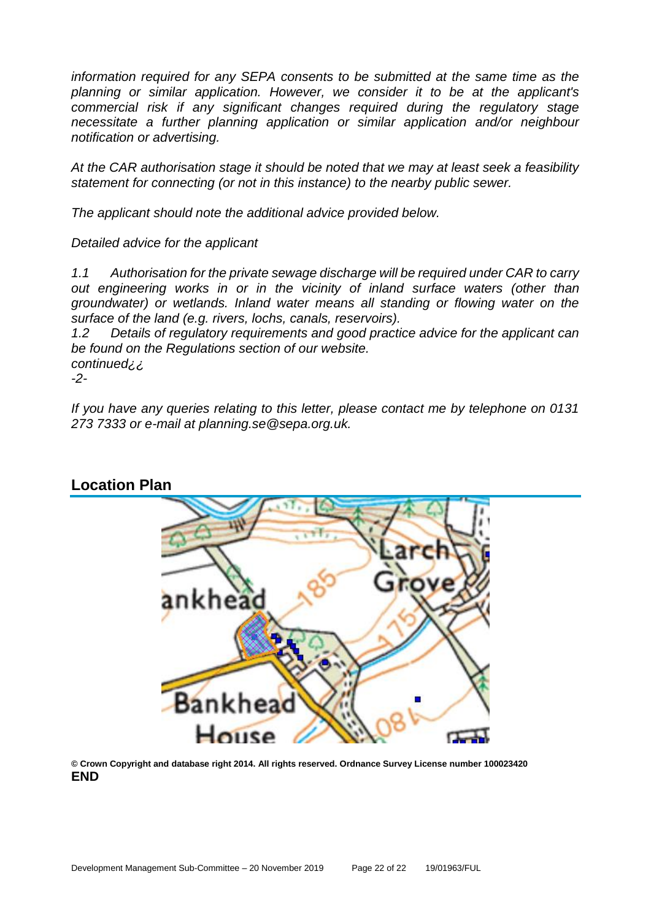*information required for any SEPA consents to be submitted at the same time as the planning or similar application. However, we consider it to be at the applicant's commercial risk if any significant changes required during the regulatory stage necessitate a further planning application or similar application and/or neighbour notification or advertising.*

*At the CAR authorisation stage it should be noted that we may at least seek a feasibility statement for connecting (or not in this instance) to the nearby public sewer.*

*The applicant should note the additional advice provided below.*

*Detailed advice for the applicant*

*1.1 Authorisation for the private sewage discharge will be required under CAR to carry out engineering works in or in the vicinity of inland surface waters (other than groundwater) or wetlands. Inland water means all standing or flowing water on the surface of the land (e.g. rivers, lochs, canals, reservoirs).*
*1.2 Details of regulatory requirements and good practice advice for the applicant can be found on the Regulations section of our website.*
*continued¿¿*
*-2-*

*If you have any queries relating to this letter, please contact me by telephone on 0131 273 7333 or e-mail at planning.se@sepa.org.uk.*

## Location Plan

ankhead
185
Larch
Grove
175
Bankhead
House
08

**© Crown Copyright and database right 2014. All rights reserved. Ordnance Survey License number 100023420**

**END**